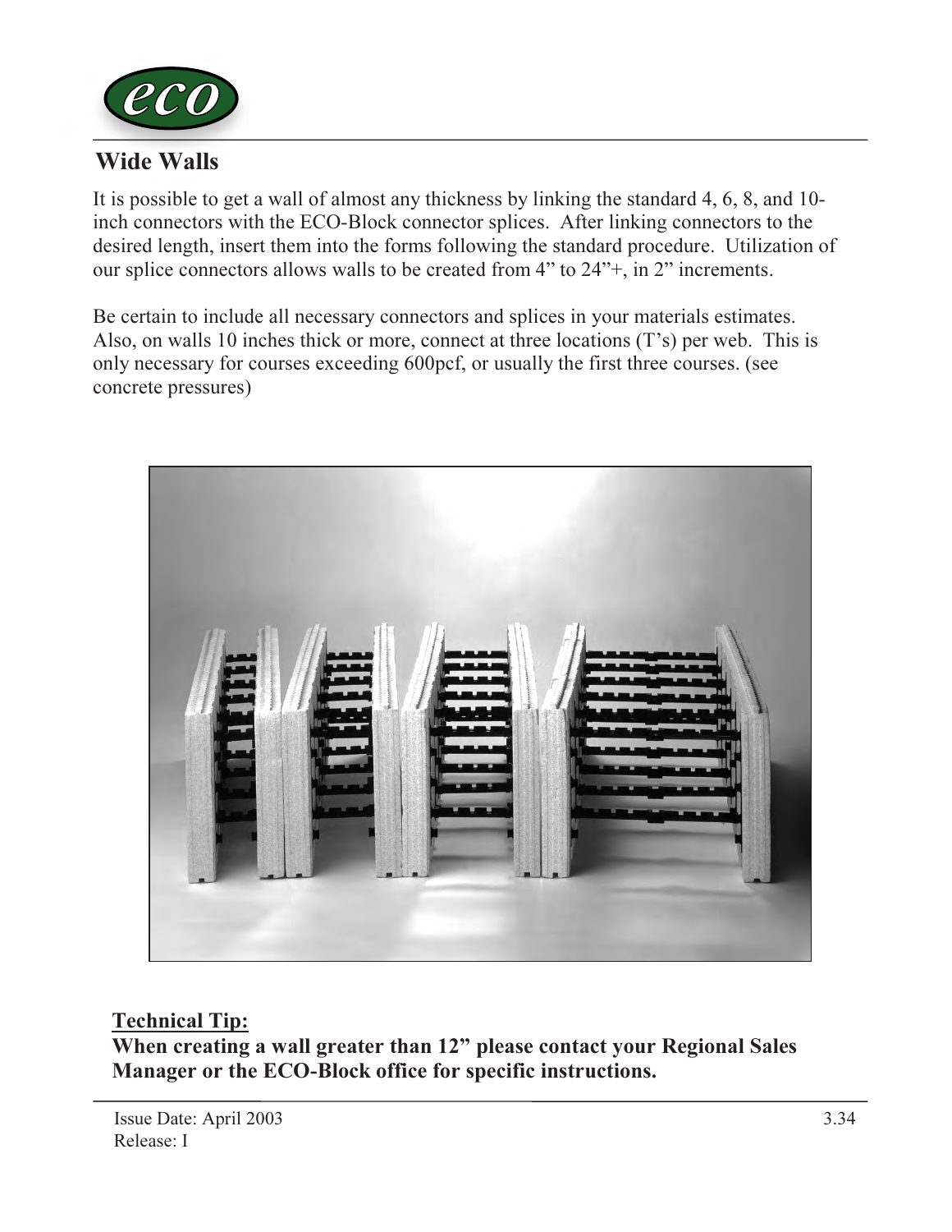## Wide Walls

It is possible to get a wall of almost any thickness by linking the standard 4, 6, 8, and 10-inch connectors with the ECO-Block connector splices. After linking connectors to the desired length, insert them into the forms following the standard procedure. Utilization of our splice connectors allows walls to be created from 4” to 24”+, in 2” increments.

Be certain to include all necessary connectors and splices in your materials estimates. Also, on walls 10 inches thick or more, connect at three locations (T’s) per web. This is only necessary for courses exceeding 600pcf, or usually the first three courses. (see concrete pressures)

**Technical Tip:**

**When creating a wall greater than 12” please contact your Regional Sales Manager or the ECO-Block office for specific instructions.**

Issue Date: April 2003
Release: I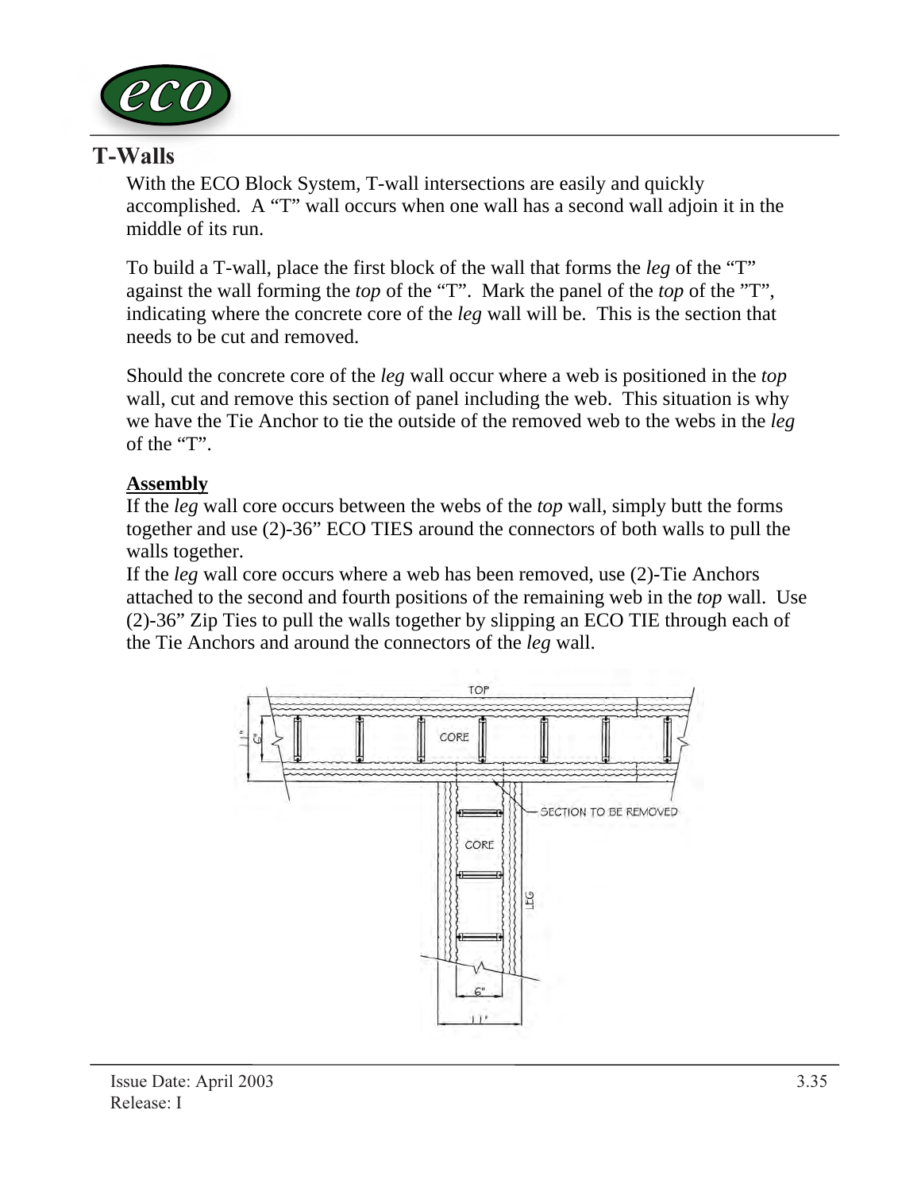## T-Walls

With the ECO Block System, T-wall intersections are easily and quickly accomplished. A "T" wall occurs when one wall has a second wall adjoin it in the middle of its run.

To build a T-wall, place the first block of the wall that forms the *leg* of the "T" against the wall forming the *top* of the "T". Mark the panel of the *top* of the "T", indicating where the concrete core of the *leg* wall will be. This is the section that needs to be cut and removed.

Should the concrete core of the *leg* wall occur where a web is positioned in the *top* wall, cut and remove this section of panel including the web. This situation is why we have the Tie Anchor to tie the outside of the removed web to the webs in the *leg* of the "T".

**Assembly**

If the *leg* wall core occurs between the webs of the *top* wall, simply butt the forms together and use (2)-36" ECO TIES around the connectors of both walls to pull the walls together.

If the *leg* wall core occurs where a web has been removed, use (2)-Tie Anchors attached to the second and fourth positions of the remaining web in the *top* wall. Use (2)-36" Zip Ties to pull the walls together by slipping an ECO TIE through each of the Tie Anchors and around the connectors of the *leg* wall.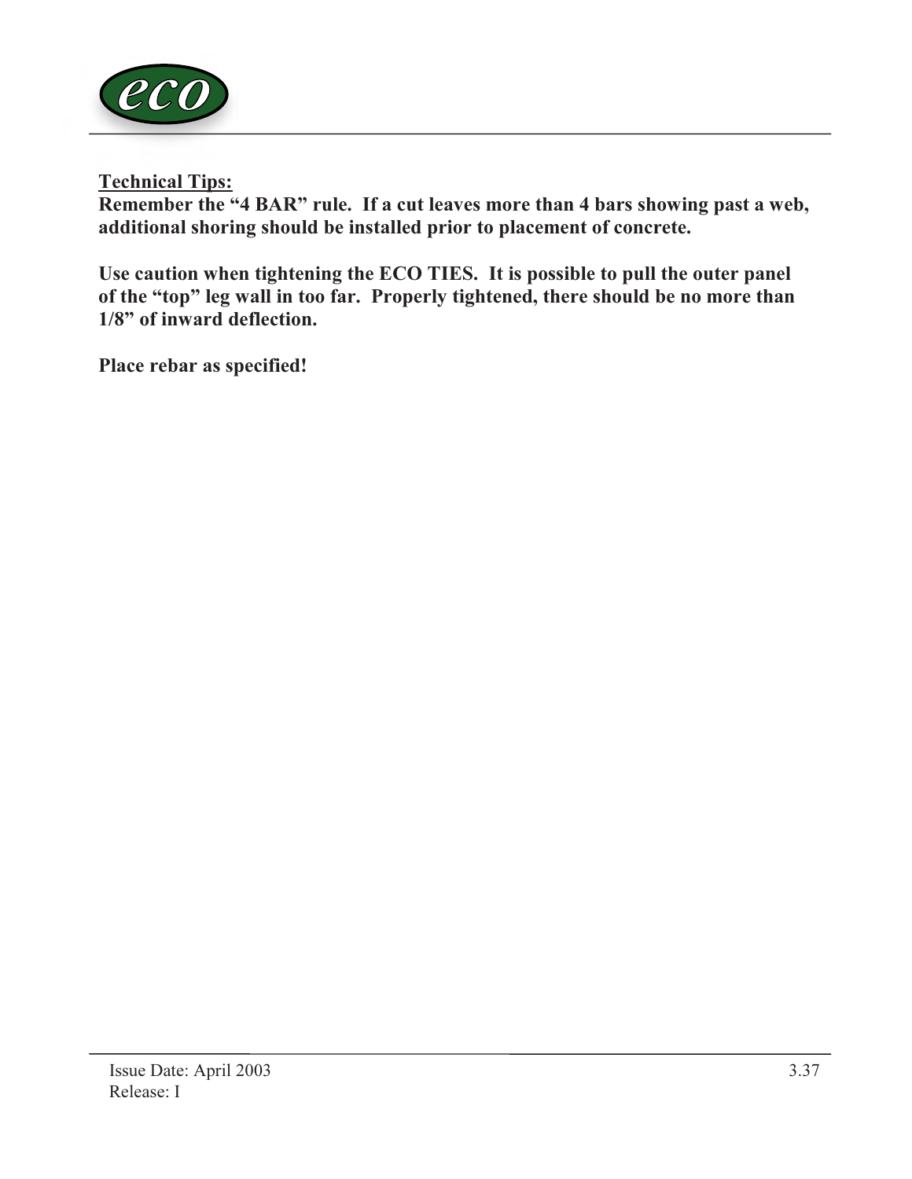**Technical Tips:**

**Remember the "4 BAR" rule. If a cut leaves more than 4 bars showing past a web, additional shoring should be installed prior to placement of concrete.**

**Use caution when tightening the ECO TIES. It is possible to pull the outer panel of the "top" leg wall in too far. Properly tightened, there should be no more than 1/8" of inward deflection.**

**Place rebar as specified!**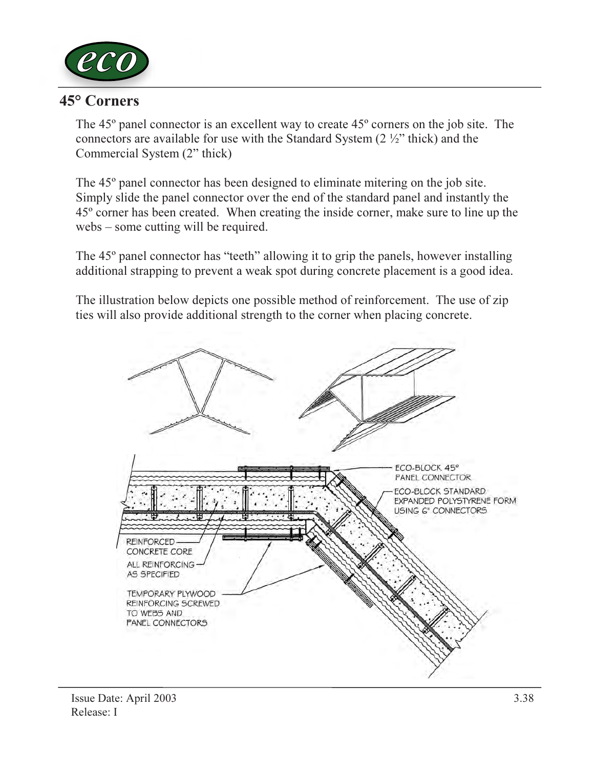## 45° Corners

The 45º panel connector is an excellent way to create 45º corners on the job site. The connectors are available for use with the Standard System (2 ½" thick) and the Commercial System (2" thick)

The 45º panel connector has been designed to eliminate mitering on the job site. Simply slide the panel connector over the end of the standard panel and instantly the 45º corner has been created. When creating the inside corner, make sure to line up the webs – some cutting will be required.

The 45º panel connector has "teeth" allowing it to grip the panels, however installing additional strapping to prevent a weak spot during concrete placement is a good idea.

The illustration below depicts one possible method of reinforcement. The use of zip ties will also provide additional strength to the corner when placing concrete.

ECO-BLOCK 45° PANEL CONNECTOR

ECO-BLOCK STANDARD EXPANDED POLYSTYRENE FORM USING 6" CONNECTORS

REINFORCED CONCRETE CORE

ALL REINFORCING AS SPECIFIED

TEMPORARY PLYWOOD REINFORCING SCREWED TO WEBS AND PANEL CONNECTORS